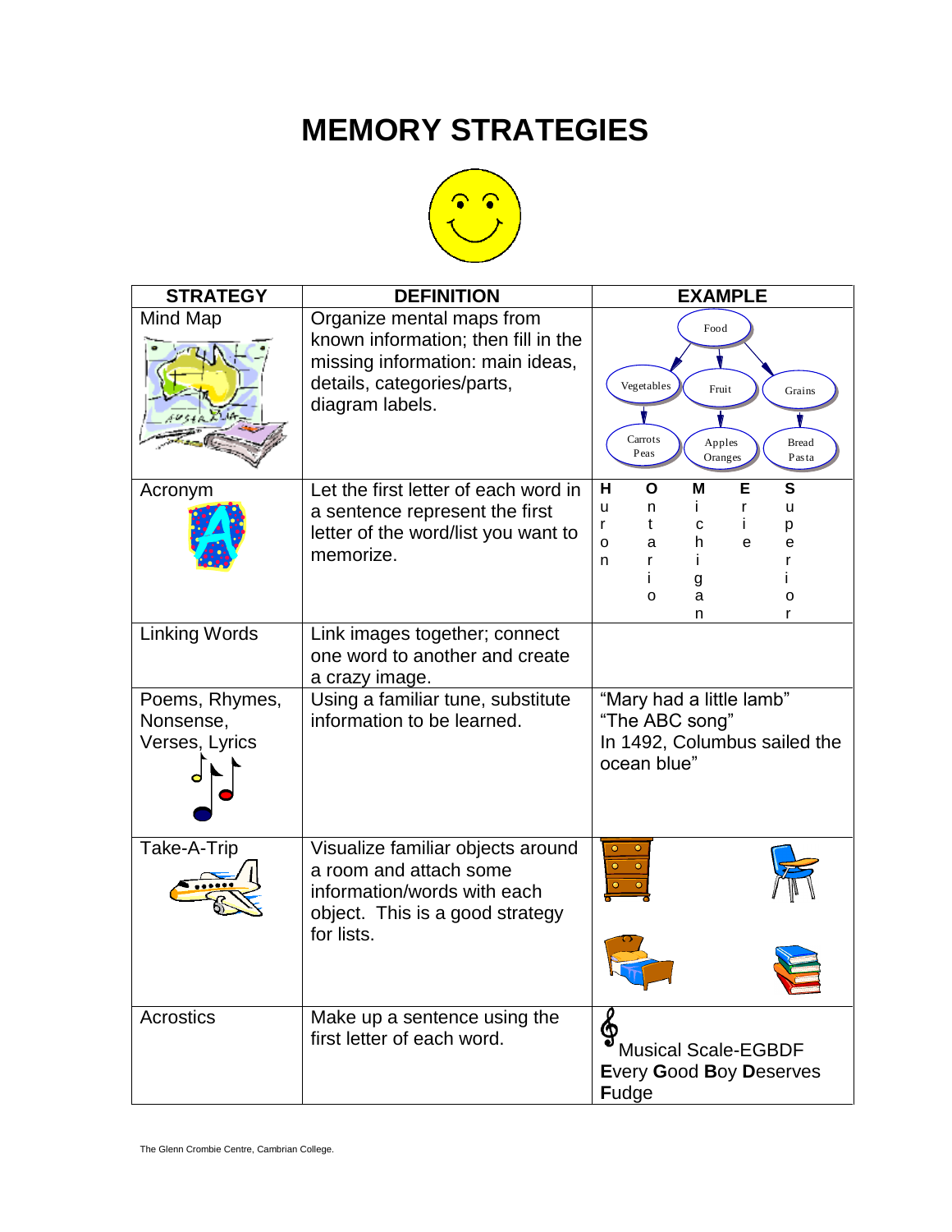# MEMORY STRATEGIES

| STRATEGY | DEFINITION | EXAMPLE |
|---|---|---|
| Mind Map | Organize mental maps from known information; then fill in the missing information: main ideas, details, categories/parts, diagram labels. | Food → Vegetables (Carrots, Peas); Fruit (Apples, Oranges); Grains (Bread, Pasta) |
| Acronym | Let the first letter of each word in a sentence represent the first letter of the word/list you want to memorize. | **H**uron, **O**ntario, **M**ichigan, **E**rie, **S**uperior |
| Linking Words | Link images together; connect one word to another and create a crazy image. | |
| Poems, Rhymes, Nonsense, Verses, Lyrics | Using a familiar tune, substitute information to be learned. | "Mary had a little lamb" "The ABC song" In 1492, Columbus sailed the ocean blue" |
| Take-A-Trip | Visualize familiar objects around a room and attach some information/words with each object. This is a good strategy for lists. | |
| Acrostics | Make up a sentence using the first letter of each word. | Musical Scale-EGBDF **E**very **G**ood **B**oy **D**eserves **F**udge |

The Glenn Crombie Centre, Cambrian College.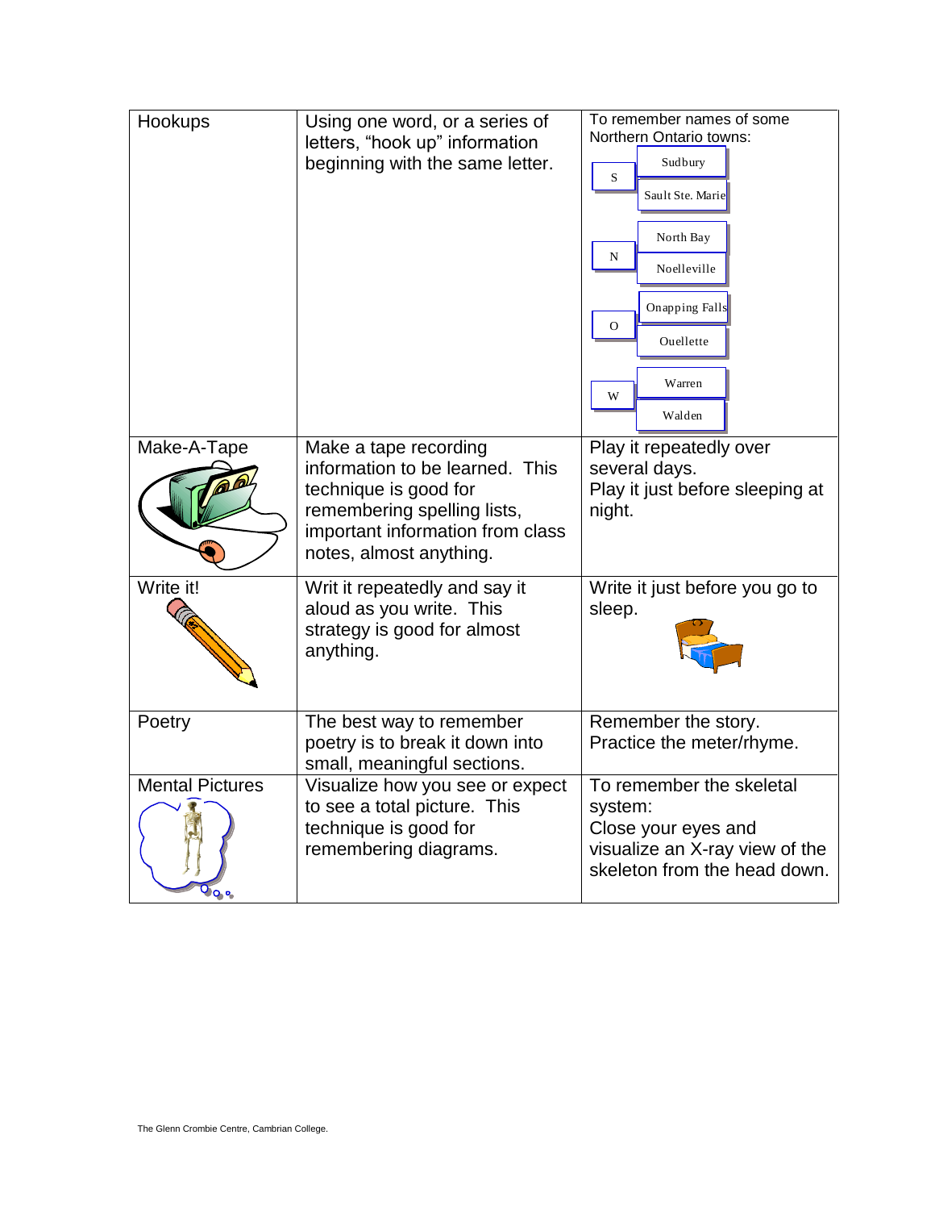| | | |
|---|---|---|
| Hookups | Using one word, or a series of letters, "hook up" information beginning with the same letter. | To remember names of some Northern Ontario towns:<br>S – Sudbury, Sault Ste. Marie<br>N – North Bay, Noelleville<br>O – Onapping Falls, Ouellette<br>W – Warren, Walden |
| Make-A-Tape | Make a tape recording information to be learned. This technique is good for remembering spelling lists, important information from class notes, almost anything. | Play it repeatedly over several days.<br>Play it just before sleeping at night. |
| Write it! | Writ it repeatedly and say it aloud as you write. This strategy is good for almost anything. | Write it just before you go to sleep. |
| Poetry | The best way to remember poetry is to break it down into small, meaningful sections. | Remember the story.<br>Practice the meter/rhyme. |
| Mental Pictures | Visualize how you see or expect to see a total picture. This technique is good for remembering diagrams. | To remember the skeletal system:<br>Close your eyes and visualize an X-ray view of the skeleton from the head down. |

The Glenn Crombie Centre, Cambrian College.